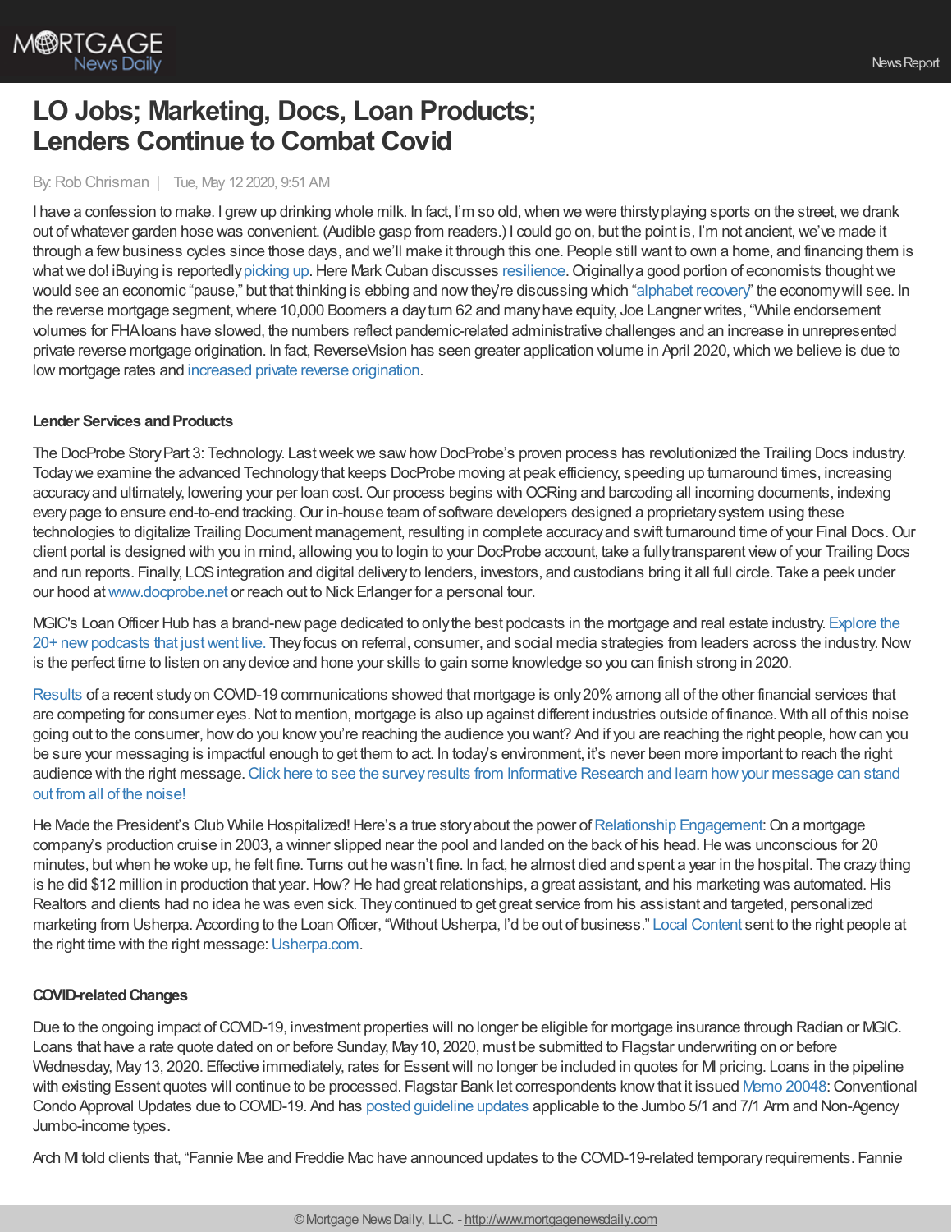# LO Jobs; Marketing, Docs, Loan Products; Lenders Continue to Combat Covid

By: Rob Chrisman | Tue, May 12 2020, 9:51 AM

I have a confession to make. I grew up drinking whole milk. In fact, I'm so old, when we were thirsty playing sports on the street, we drank out of whatever garden hose was convenient. (Audible gasp from readers.) I could go on, but the point is, I'm not ancient, we've made it through a few business cycles since those days, and we'll make it through this one. People still want to own a home, and financing them is what we do! iBuying is reportedly picking up. Here Mark Cuban discusses resilience. Originally a good portion of economists thought we would see an economic "pause," but that thinking is ebbing and now they're discussing which "alphabet recovery" the economy will see. In the reverse mortgage segment, where 10,000 Boomers a day turn 62 and many have equity, Joe Langner writes, "While endorsement volumes for FHA loans have slowed, the numbers reflect pandemic-related administrative challenges and an increase in unrepresented private reverse mortgage origination. In fact, ReverseVision has seen greater application volume in April 2020, which we believe is due to low mortgage rates and increased private reverse origination.

### Lender Services and Products

The DocProbe Story Part 3: Technology. Last week we saw how DocProbe's proven process has revolutionized the Trailing Docs industry. Today we examine the advanced Technology that keeps DocProbe moving at peak efficiency, speeding up turnaround times, increasing accuracy and ultimately, lowering your per loan cost. Our process begins with OCRing and barcoding all incoming documents, indexing every page to ensure end-to-end tracking. Our in-house team of software developers designed a proprietary system using these technologies to digitalize Trailing Document management, resulting in complete accuracy and swift turnaround time of your Final Docs. Our client portal is designed with you in mind, allowing you to login to your DocProbe account, take a fully transparent view of your Trailing Docs and run reports. Finally, LOS integration and digital delivery to lenders, investors, and custodians bring it all full circle. Take a peek under our hood at www.docprobe.net or reach out to Nick Erlanger for a personal tour.

MGIC's Loan Officer Hub has a brand-new page dedicated to only the best podcasts in the mortgage and real estate industry. Explore the 20+ new podcasts that just went live. They focus on referral, consumer, and social media strategies from leaders across the industry. Now is the perfect time to listen on any device and hone your skills to gain some knowledge so you can finish strong in 2020.

Results of a recent study on COVID-19 communications showed that mortgage is only 20% among all of the other financial services that are competing for consumer eyes. Not to mention, mortgage is also up against different industries outside of finance. With all of this noise going out to the consumer, how do you know you're reaching the audience you want? And if you are reaching the right people, how can you be sure your messaging is impactful enough to get them to act. In today's environment, it's never been more important to reach the right audience with the right message. Click here to see the survey results from Informative Research and learn how your message can stand out from all of the noise!

He Made the President's Club While Hospitalized! Here's a true story about the power of Relationship Engagement: On a mortgage company's production cruise in 2003, a winner slipped near the pool and landed on the back of his head. He was unconscious for 20 minutes, but when he woke up, he felt fine. Turns out he wasn't fine. In fact, he almost died and spent a year in the hospital. The crazy thing is he did $12 million in production that year. How? He had great relationships, a great assistant, and his marketing was automated. His Realtors and clients had no idea he was even sick. They continued to get great service from his assistant and targeted, personalized marketing from Usherpa. According to the Loan Officer, "Without Usherpa, I'd be out of business." Local Content sent to the right people at the right time with the right message: Usherpa.com.

### COVID-related Changes

Due to the ongoing impact of COVID-19, investment properties will no longer be eligible for mortgage insurance through Radian or MGIC. Loans that have a rate quote dated on or before Sunday, May 10, 2020, must be submitted to Flagstar underwriting on or before Wednesday, May 13, 2020. Effective immediately, rates for Essent will no longer be included in quotes for MI pricing. Loans in the pipeline with existing Essent quotes will continue to be processed. Flagstar Bank let correspondents know that it issued Memo 20048: Conventional Condo Approval Updates due to COVID-19. And has posted guideline updates applicable to the Jumbo 5/1 and 7/1 Arm and Non-Agency Jumbo-income types.

Arch MI told clients that, "Fannie Mae and Freddie Mac have announced updates to the COVID-19-related temporary requirements. Fannie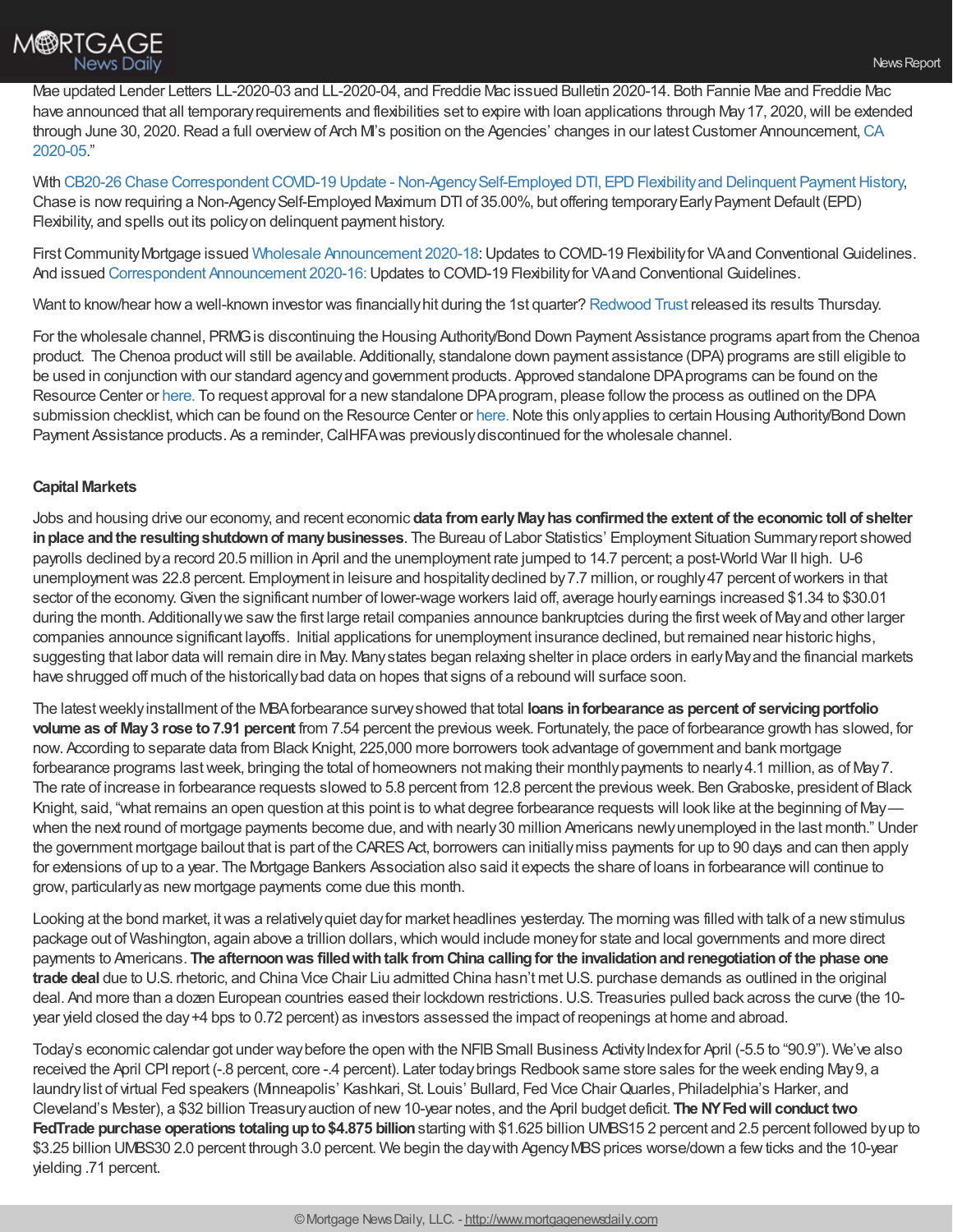Mae updated Lender Letters LL-2020-03 and LL-2020-04, and Freddie Mac issued Bulletin 2020-14. Both Fannie Mae and Freddie Mac have announced that all temporary requirements and flexibilities set to expire with loan applications through May 17, 2020, will be extended through June 30, 2020. Read a full overview of Arch MI's position on the Agencies' changes in our latest Customer Announcement, CA 2020-05."

With CB20-26 Chase Correspondent COVID-19 Update - Non-Agency Self-Employed DTI, EPD Flexibility and Delinquent Payment History, Chase is now requiring a Non-Agency Self-Employed Maximum DTI of 35.00%, but offering temporary Early Payment Default (EPD) Flexibility, and spells out its policy on delinquent payment history.

First Community Mortgage issued Wholesale Announcement 2020-18: Updates to COVID-19 Flexibility for VA and Conventional Guidelines. And issued Correspondent Announcement 2020-16: Updates to COVID-19 Flexibility for VA and Conventional Guidelines.

Want to know/hear how a well-known investor was financially hit during the 1st quarter? Redwood Trust released its results Thursday.

For the wholesale channel, PRMG is discontinuing the Housing Authority/Bond Down Payment Assistance programs apart from the Chenoa product. The Chenoa product will still be available. Additionally, standalone down payment assistance (DPA) programs are still eligible to be used in conjunction with our standard agency and government products. Approved standalone DPA programs can be found on the Resource Center or here. To request approval for a new standalone DPA program, please follow the process as outlined on the DPA submission checklist, which can be found on the Resource Center or here. Note this only applies to certain Housing Authority/Bond Down Payment Assistance products. As a reminder, CalHFA was previously discontinued for the wholesale channel.

**Capital Markets**

Jobs and housing drive our economy, and recent economic **data from early May has confirmed the extent of the economic toll of shelter in place and the resulting shutdown of many businesses**. The Bureau of Labor Statistics' Employment Situation Summary report showed payrolls declined by a record 20.5 million in April and the unemployment rate jumped to 14.7 percent; a post-World War II high. U-6 unemployment was 22.8 percent. Employment in leisure and hospitality declined by 7.7 million, or roughly 47 percent of workers in that sector of the economy. Given the significant number of lower-wage workers laid off, average hourly earnings increased $1.34 to $30.01 during the month. Additionally we saw the first large retail companies announce bankruptcies during the first week of May and other larger companies announce significant layoffs. Initial applications for unemployment insurance declined, but remained near historic highs, suggesting that labor data will remain dire in May. Many states began relaxing shelter in place orders in early May and the financial markets have shrugged off much of the historically bad data on hopes that signs of a rebound will surface soon.

The latest weekly installment of the MBA forbearance survey showed that total **loans in forbearance as percent of servicing portfolio volume as of May 3 rose to 7.91 percent** from 7.54 percent the previous week. Fortunately, the pace of forbearance growth has slowed, for now. According to separate data from Black Knight, 225,000 more borrowers took advantage of government and bank mortgage forbearance programs last week, bringing the total of homeowners not making their monthly payments to nearly 4.1 million, as of May 7. The rate of increase in forbearance requests slowed to 5.8 percent from 12.8 percent the previous week. Ben Graboske, president of Black Knight, said, "what remains an open question at this point is to what degree forbearance requests will look like at the beginning of May— when the next round of mortgage payments become due, and with nearly 30 million Americans newly unemployed in the last month." Under the government mortgage bailout that is part of the CARES Act, borrowers can initially miss payments for up to 90 days and can then apply for extensions of up to a year. The Mortgage Bankers Association also said it expects the share of loans in forbearance will continue to grow, particularly as new mortgage payments come due this month.

Looking at the bond market, it was a relatively quiet day for market headlines yesterday. The morning was filled with talk of a new stimulus package out of Washington, again above a trillion dollars, which would include money for state and local governments and more direct payments to Americans. **The afternoon was filled with talk from China calling for the invalidation and renegotiation of the phase one trade deal** due to U.S. rhetoric, and China Vice Chair Liu admitted China hasn't met U.S. purchase demands as outlined in the original deal. And more than a dozen European countries eased their lockdown restrictions. U.S. Treasuries pulled back across the curve (the 10-year yield closed the day +4 bps to 0.72 percent) as investors assessed the impact of reopenings at home and abroad.

Today's economic calendar got under way before the open with the NFIB Small Business Activity Index for April (-5.5 to "90.9"). We've also received the April CPI report (-.8 percent, core -.4 percent). Later today brings Redbook same store sales for the week ending May 9, a laundry list of virtual Fed speakers (Minneapolis' Kashkari, St. Louis' Bullard, Fed Vice Chair Quarles, Philadelphia's Harker, and Cleveland's Mester), a $32 billion Treasury auction of new 10-year notes, and the April budget deficit. **The NY Fed will conduct two FedTrade purchase operations totaling up to $4.875 billion** starting with $1.625 billion UMBS15 2 percent and 2.5 percent followed by up to $3.25 billion UMBS30 2.0 percent through 3.0 percent. We begin the day with Agency MBS prices worse/down a few ticks and the 10-year yielding .71 percent.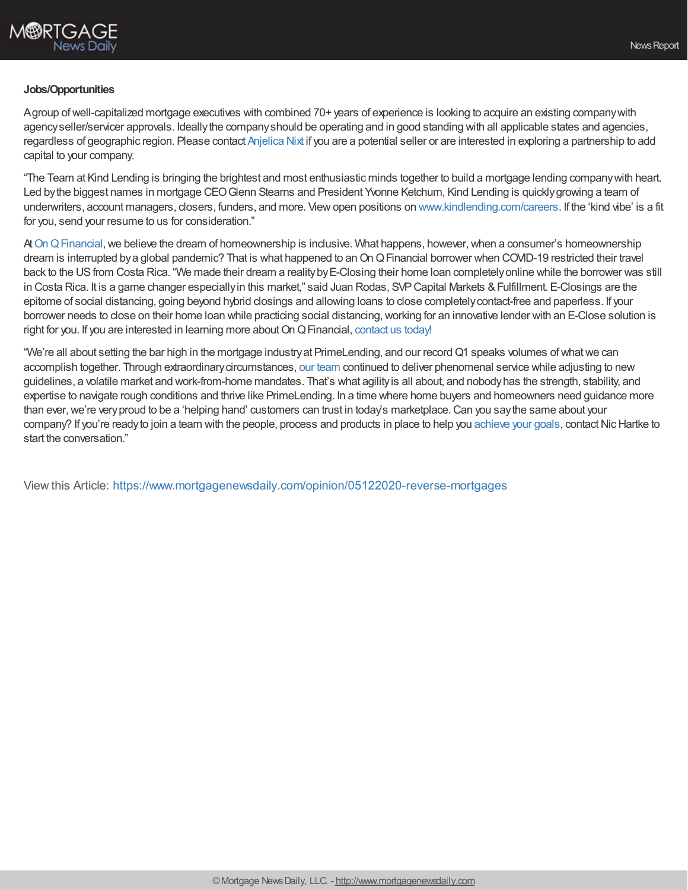**Jobs/Opportunities**

A group of well-capitalized mortgage executives with combined 70+ years of experience is looking to acquire an existing company with agency seller/servicer approvals. Ideally the company should be operating and in good standing with all applicable states and agencies, regardless of geographic region. Please contact Anjelica Nixt if you are a potential seller or are interested in exploring a partnership to add capital to your company.

"The Team at Kind Lending is bringing the brightest and most enthusiastic minds together to build a mortgage lending company with heart. Led by the biggest names in mortgage CEO Glenn Stearns and President Yvonne Ketchum, Kind Lending is quickly growing a team of underwriters, account managers, closers, funders, and more. View open positions on www.kindlending.com/careers. If the 'kind vibe' is a fit for you, send your resume to us for consideration."

At On Q Financial, we believe the dream of homeownership is inclusive. What happens, however, when a consumer's homeownership dream is interrupted by a global pandemic? That is what happened to an On Q Financial borrower when COVID-19 restricted their travel back to the US from Costa Rica. "We made their dream a reality by E-Closing their home loan completely online while the borrower was still in Costa Rica. It is a game changer especially in this market," said Juan Rodas, SVP Capital Markets & Fulfillment. E-Closings are the epitome of social distancing, going beyond hybrid closings and allowing loans to close completely contact-free and paperless. If your borrower needs to close on their home loan while practicing social distancing, working for an innovative lender with an E-Close solution is right for you. If you are interested in learning more about On Q Financial, contact us today!

"We're all about setting the bar high in the mortgage industry at PrimeLending, and our record Q1 speaks volumes of what we can accomplish together. Through extraordinary circumstances, our team continued to deliver phenomenal service while adjusting to new guidelines, a volatile market and work-from-home mandates. That's what agility is all about, and nobody has the strength, stability, and expertise to navigate rough conditions and thrive like PrimeLending. In a time where home buyers and homeowners need guidance more than ever, we're very proud to be a 'helping hand' customers can trust in today's marketplace. Can you say the same about your company? If you're ready to join a team with the people, process and products in place to help you achieve your goals, contact Nic Hartke to start the conversation."

View this Article: https://www.mortgagenewsdaily.com/opinion/05122020-reverse-mortgages